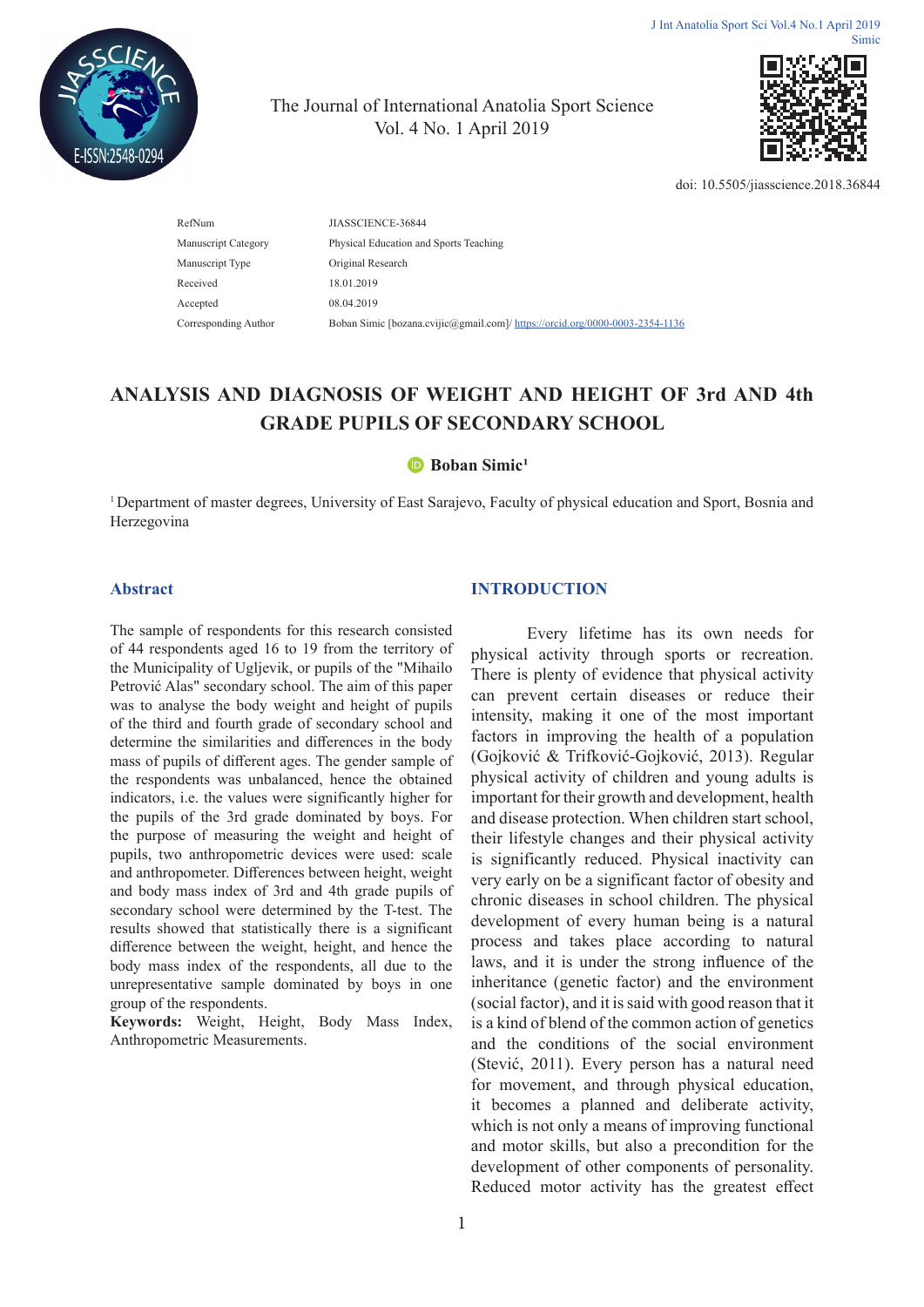The Journal of International Anatolia Sport Science
Vol. 4 No. 1 April 2019

doi: 10.5505/jiasscience.2018.36844

| | |
|---|---|
| RefNum | JIASSCIENCE-36844 |
| Manuscript Category | Physical Education and Sports Teaching |
| Manuscript Type | Original Research |
| Received | 18.01.2019 |
| Accepted | 08.04.2019 |
| Corresponding Author | Boban Simic [bozana.cvijic@gmail.com]/ https://orcid.org/0000-0003-2354-1136 |

# ANALYSIS AND DIAGNOSIS OF WEIGHT AND HEIGHT OF 3rd AND 4th GRADE PUPILS OF SECONDARY SCHOOL

**Boban Simic[1]**

[1] Department of master degrees, University of East Sarajevo, Faculty of physical education and Sport, Bosnia and Herzegovina

## Abstract

The sample of respondents for this research consisted of 44 respondents aged 16 to 19 from the territory of the Municipality of Ugljevik, or pupils of the "Mihailo Petrović Alas" secondary school. The aim of this paper was to analyse the body weight and height of pupils of the third and fourth grade of secondary school and determine the similarities and differences in the body mass of pupils of different ages. The gender sample of the respondents was unbalanced, hence the obtained indicators, i.e. the values were significantly higher for the pupils of the 3rd grade dominated by boys. For the purpose of measuring the weight and height of pupils, two anthropometric devices were used: scale and anthropometer. Differences between height, weight and body mass index of 3rd and 4th grade pupils of secondary school were determined by the T-test. The results showed that statistically there is a significant difference between the weight, height, and hence the body mass index of the respondents, all due to the unrepresentative sample dominated by boys in one group of the respondents.

**Keywords:** Weight, Height, Body Mass Index, Anthropometric Measurements.

## INTRODUCTION

Every lifetime has its own needs for physical activity through sports or recreation. There is plenty of evidence that physical activity can prevent certain diseases or reduce their intensity, making it one of the most important factors in improving the health of a population (Gojković & Trifković-Gojković, 2013). Regular physical activity of children and young adults is important for their growth and development, health and disease protection. When children start school, their lifestyle changes and their physical activity is significantly reduced. Physical inactivity can very early on be a significant factor of obesity and chronic diseases in school children. The physical development of every human being is a natural process and takes place according to natural laws, and it is under the strong influence of the inheritance (genetic factor) and the environment (social factor), and it is said with good reason that it is a kind of blend of the common action of genetics and the conditions of the social environment (Stević, 2011). Every person has a natural need for movement, and through physical education, it becomes a planned and deliberate activity, which is not only a means of improving functional and motor skills, but also a precondition for the development of other components of personality. Reduced motor activity has the greatest effect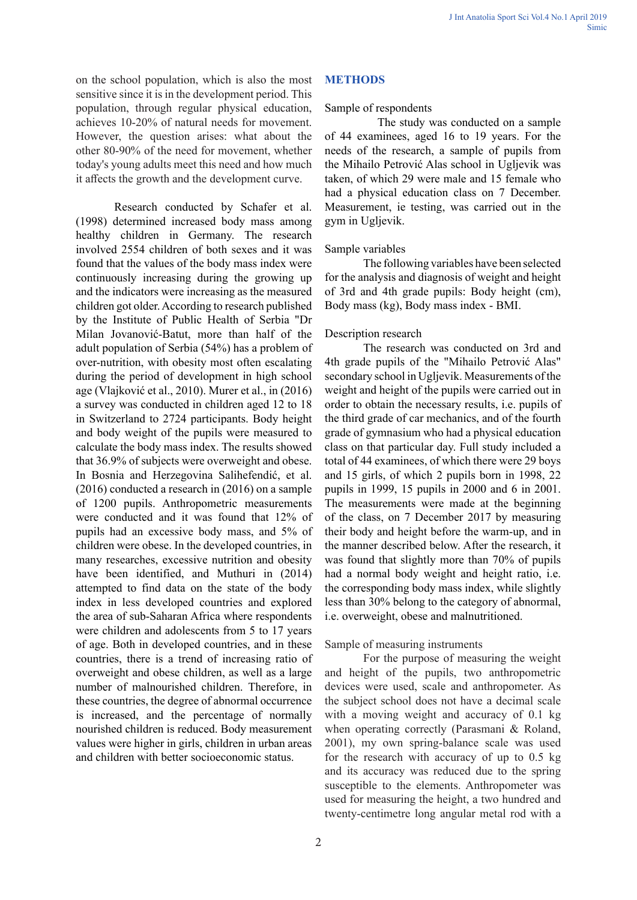on the school population, which is also the most sensitive since it is in the development period. This population, through regular physical education, achieves 10-20% of natural needs for movement. However, the question arises: what about the other 80-90% of the need for movement, whether today's young adults meet this need and how much it affects the growth and the development curve.

Research conducted by Schafer et al. (1998) determined increased body mass among healthy children in Germany. The research involved 2554 children of both sexes and it was found that the values of the body mass index were continuously increasing during the growing up and the indicators were increasing as the measured children got older. According to research published by the Institute of Public Health of Serbia "Dr Milan Jovanović-Batut, more than half of the adult population of Serbia (54%) has a problem of over-nutrition, with obesity most often escalating during the period of development in high school age (Vlajković et al., 2010). Murer et al., in (2016) a survey was conducted in children aged 12 to 18 in Switzerland to 2724 participants. Body height and body weight of the pupils were measured to calculate the body mass index. The results showed that 36.9% of subjects were overweight and obese. In Bosnia and Herzegovina Salihefendić, et al. (2016) conducted a research in (2016) on a sample of 1200 pupils. Anthropometric measurements were conducted and it was found that 12% of pupils had an excessive body mass, and 5% of children were obese. In the developed countries, in many researches, excessive nutrition and obesity have been identified, and Muthuri in (2014) attempted to find data on the state of the body index in less developed countries and explored the area of sub-Saharan Africa where respondents were children and adolescents from 5 to 17 years of age. Both in developed countries, and in these countries, there is a trend of increasing ratio of overweight and obese children, as well as a large number of malnourished children. Therefore, in these countries, the degree of abnormal occurrence is increased, and the percentage of normally nourished children is reduced. Body measurement values were higher in girls, children in urban areas and children with better socioeconomic status.

## METHODS

Sample of respondents

The study was conducted on a sample of 44 examinees, aged 16 to 19 years. For the needs of the research, a sample of pupils from the Mihailo Petrović Alas school in Ugljevik was taken, of which 29 were male and 15 female who had a physical education class on 7 December. Measurement, ie testing, was carried out in the gym in Ugljevik.

Sample variables

The following variables have been selected for the analysis and diagnosis of weight and height of 3rd and 4th grade pupils: Body height (cm), Body mass (kg), Body mass index - BMI.

Description research

The research was conducted on 3rd and 4th grade pupils of the "Mihailo Petrović Alas" secondary school in Ugljevik. Measurements of the weight and height of the pupils were carried out in order to obtain the necessary results, i.e. pupils of the third grade of car mechanics, and of the fourth grade of gymnasium who had a physical education class on that particular day. Full study included a total of 44 examinees, of which there were 29 boys and 15 girls, of which 2 pupils born in 1998, 22 pupils in 1999, 15 pupils in 2000 and 6 in 2001. The measurements were made at the beginning of the class, on 7 December 2017 by measuring their body and height before the warm-up, and in the manner described below. After the research, it was found that slightly more than 70% of pupils had a normal body weight and height ratio, i.e. the corresponding body mass index, while slightly less than 30% belong to the category of abnormal, i.e. overweight, obese and malnutritioned.

Sample of measuring instruments

For the purpose of measuring the weight and height of the pupils, two anthropometric devices were used, scale and anthropometer. As the subject school does not have a decimal scale with a moving weight and accuracy of 0.1 kg when operating correctly (Parasmani & Roland, 2001), my own spring-balance scale was used for the research with accuracy of up to 0.5 kg and its accuracy was reduced due to the spring susceptible to the elements. Anthropometer was used for measuring the height, a two hundred and twenty-centimetre long angular metal rod with a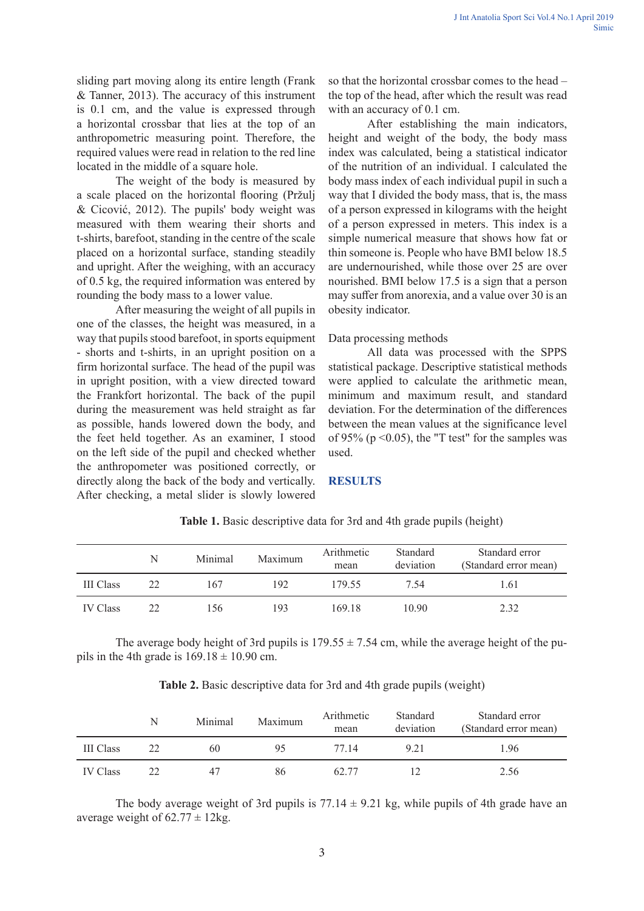sliding part moving along its entire length (Frank & Tanner, 2013). The accuracy of this instrument is 0.1 cm, and the value is expressed through a horizontal crossbar that lies at the top of an anthropometric measuring point. Therefore, the required values were read in relation to the red line located in the middle of a square hole.

The weight of the body is measured by a scale placed on the horizontal flooring (Pržulj & Cicović, 2012). The pupils' body weight was measured with them wearing their shorts and t-shirts, barefoot, standing in the centre of the scale placed on a horizontal surface, standing steadily and upright. After the weighing, with an accuracy of 0.5 kg, the required information was entered by rounding the body mass to a lower value.

After measuring the weight of all pupils in one of the classes, the height was measured, in a way that pupils stood barefoot, in sports equipment - shorts and t-shirts, in an upright position on a firm horizontal surface. The head of the pupil was in upright position, with a view directed toward the Frankfort horizontal. The back of the pupil during the measurement was held straight as far as possible, hands lowered down the body, and the feet held together. As an examiner, I stood on the left side of the pupil and checked whether the anthropometer was positioned correctly, or directly along the back of the body and vertically. After checking, a metal slider is slowly lowered so that the horizontal crossbar comes to the head – the top of the head, after which the result was read with an accuracy of 0.1 cm.

After establishing the main indicators, height and weight of the body, the body mass index was calculated, being a statistical indicator of the nutrition of an individual. I calculated the body mass index of each individual pupil in such a way that I divided the body mass, that is, the mass of a person expressed in kilograms with the height of a person expressed in meters. This index is a simple numerical measure that shows how fat or thin someone is. People who have BMI below 18.5 are undernourished, while those over 25 are over nourished. BMI below 17.5 is a sign that a person may suffer from anorexia, and a value over 30 is an obesity indicator.

Data processing methods

All data was processed with the SPPS statistical package. Descriptive statistical methods were applied to calculate the arithmetic mean, minimum and maximum result, and standard deviation. For the determination of the differences between the mean values at the significance level of 95% ($p < 0.05$), the "T test" for the samples was used.

## RESULTS

**Table 1.** Basic descriptive data for 3rd and 4th grade pupils (height)

| | N | Minimal | Maximum | Arithmetic mean | Standard deviation | Standard error (Standard error mean) |
|---|---|---|---|---|---|---|
| III Class | 22 | 167 | 192 | 179.55 | 7.54 | 1.61 |
| IV Class | 22 | 156 | 193 | 169.18 | 10.90 | 2.32 |

The average body height of 3rd pupils is 179.55 ± 7.54 cm, while the average height of the pupils in the 4th grade is 169.18 ± 10.90 cm.

**Table 2.** Basic descriptive data for 3rd and 4th grade pupils (weight)

| | N | Minimal | Maximum | Arithmetic mean | Standard deviation | Standard error (Standard error mean) |
|---|---|---|---|---|---|---|
| III Class | 22 | 60 | 95 | 77.14 | 9.21 | 1.96 |
| IV Class | 22 | 47 | 86 | 62.77 | 12 | 2.56 |

The body average weight of 3rd pupils is 77.14 ± 9.21 kg, while pupils of 4th grade have an average weight of 62.77 ± 12kg.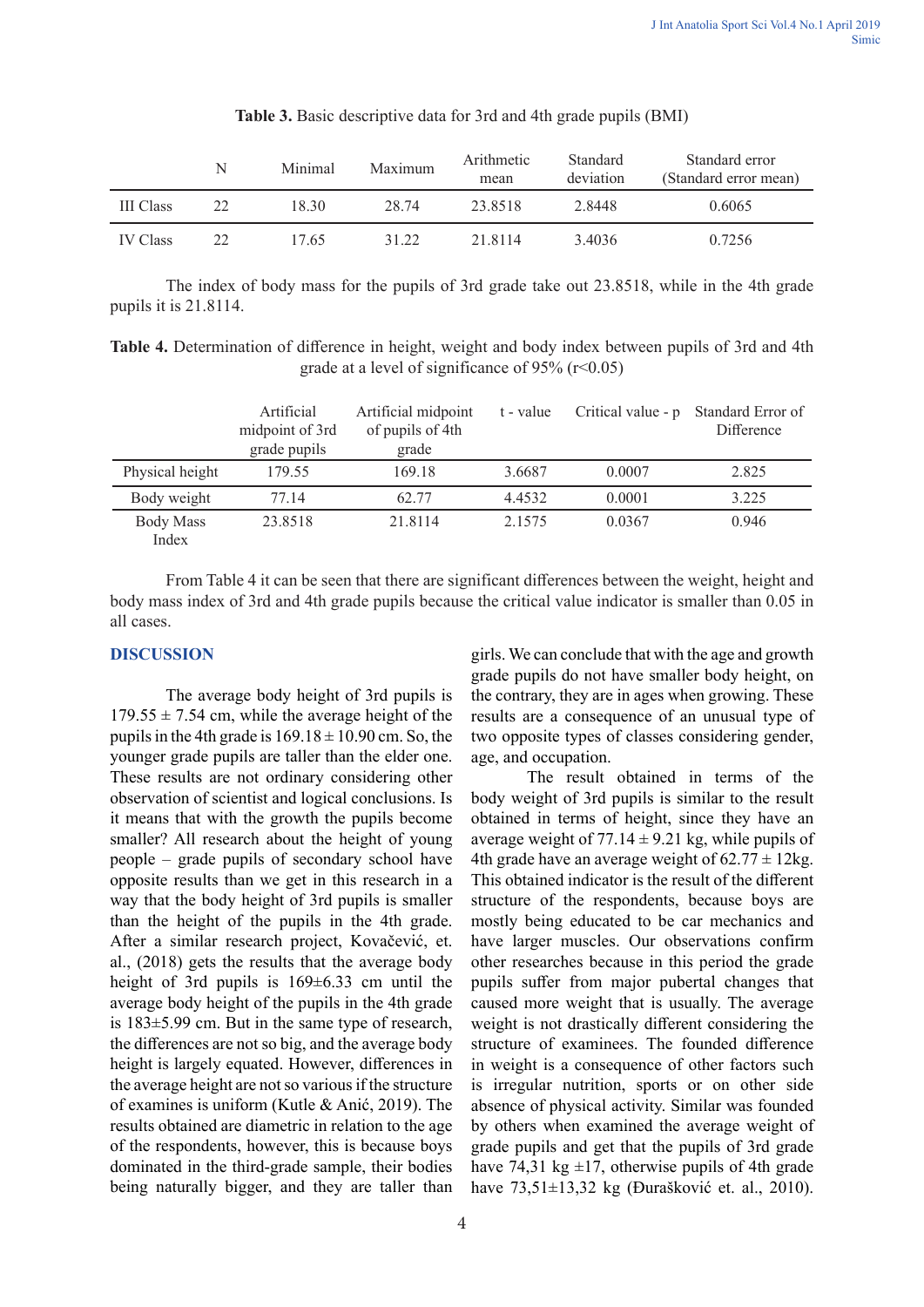**Table 3.** Basic descriptive data for 3rd and 4th grade pupils (BMI)

| | N | Minimal | Maximum | Arithmetic mean | Standard deviation | Standard error (Standard error mean) |
|---|---|---|---|---|---|---|
| III Class | 22 | 18.30 | 28.74 | 23.8518 | 2.8448 | 0.6065 |
| IV Class | 22 | 17.65 | 31.22 | 21.8114 | 3.4036 | 0.7256 |

The index of body mass for the pupils of 3rd grade take out 23.8518, while in the 4th grade pupils it is 21.8114.

**Table 4.** Determination of difference in height, weight and body index between pupils of 3rd and 4th grade at a level of significance of 95% (r<0.05)

| | Artificial midpoint of 3rd grade pupils | Artificial midpoint of pupils of 4th grade | t - value | Critical value - p | Standard Error of Difference |
|---|---|---|---|---|---|
| Physical height | 179.55 | 169.18 | 3.6687 | 0.0007 | 2.825 |
| Body weight | 77.14 | 62.77 | 4.4532 | 0.0001 | 3.225 |
| Body Mass Index | 23.8518 | 21.8114 | 2.1575 | 0.0367 | 0.946 |

From Table 4 it can be seen that there are significant differences between the weight, height and body mass index of 3rd and 4th grade pupils because the critical value indicator is smaller than 0.05 in all cases.

## DISCUSSION

The average body height of 3rd pupils is 179.55 ± 7.54 cm, while the average height of the pupils in the 4th grade is 169.18 ± 10.90 cm. So, the younger grade pupils are taller than the elder one. These results are not ordinary considering other observation of scientist and logical conclusions. Is it means that with the growth the pupils become smaller? All research about the height of young people – grade pupils of secondary school have opposite results than we get in this research in a way that the body height of 3rd pupils is smaller than the height of the pupils in the 4th grade. After a similar research project, Kovačević, et. al., (2018) gets the results that the average body height of 3rd pupils is 169±6.33 cm until the average body height of the pupils in the 4th grade is 183±5.99 cm. But in the same type of research, the differences are not so big, and the average body height is largely equated. However, differences in the average height are not so various if the structure of examines is uniform (Kutle & Anić, 2019). The results obtained are diametric in relation to the age of the respondents, however, this is because boys dominated in the third-grade sample, their bodies being naturally bigger, and they are taller than girls. We can conclude that with the age and growth grade pupils do not have smaller body height, on the contrary, they are in ages when growing. These results are a consequence of an unusual type of two opposite types of classes considering gender, age, and occupation.

The result obtained in terms of the body weight of 3rd pupils is similar to the result obtained in terms of height, since they have an average weight of 77.14 ± 9.21 kg, while pupils of 4th grade have an average weight of 62.77 ± 12kg. This obtained indicator is the result of the different structure of the respondents, because boys are mostly being educated to be car mechanics and have larger muscles. Our observations confirm other researches because in this period the grade pupils suffer from major pubertal changes that caused more weight that is usually. The average weight is not drastically different considering the structure of examinees. The founded difference in weight is a consequence of other factors such is irregular nutrition, sports or on other side absence of physical activity. Similar was founded by others when examined the average weight of grade pupils and get that the pupils of 3rd grade have 74,31 kg ±17, otherwise pupils of 4th grade have 73,51±13,32 kg (Đurašković et. al., 2010).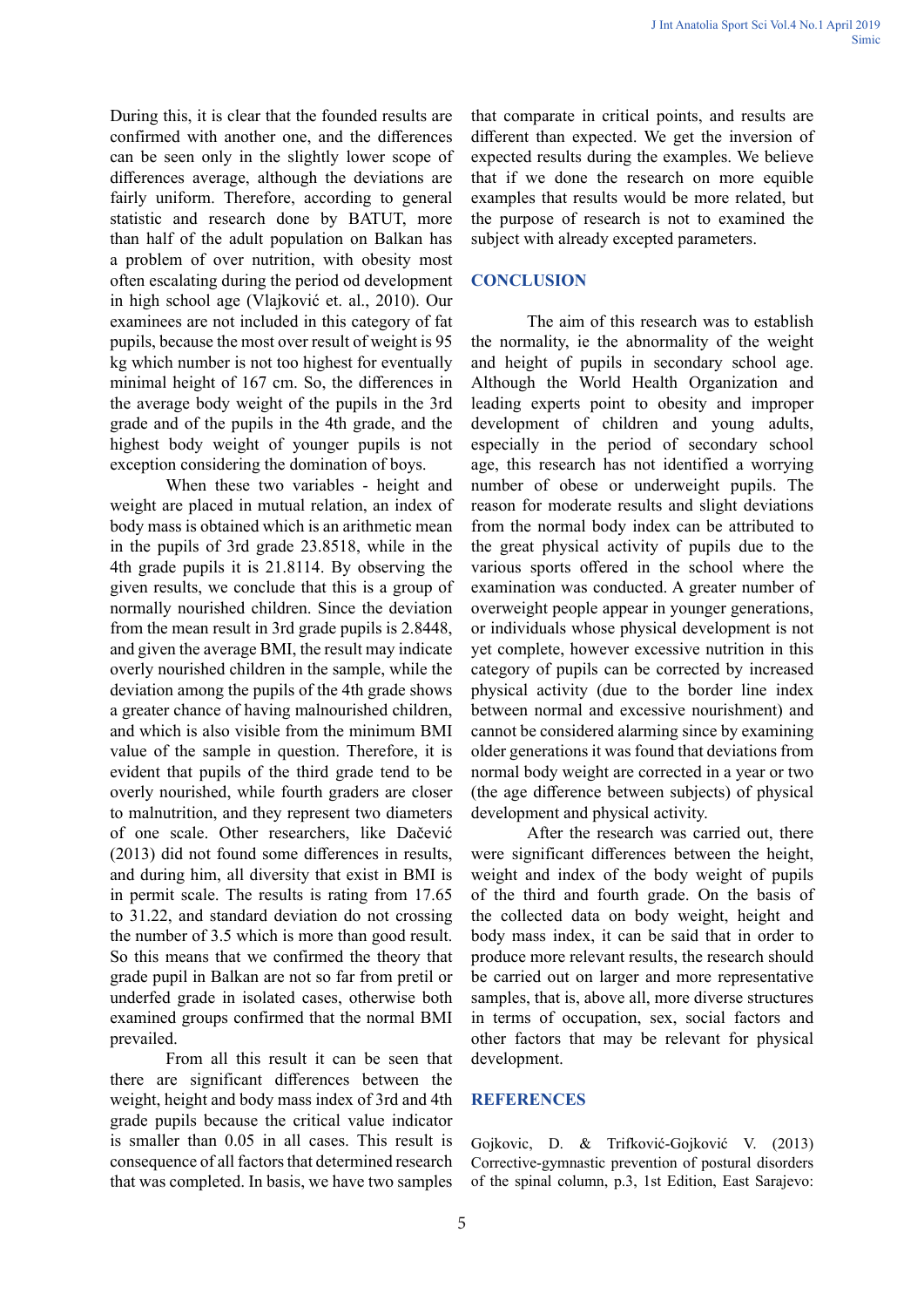During this, it is clear that the founded results are confirmed with another one, and the differences can be seen only in the slightly lower scope of differences average, although the deviations are fairly uniform. Therefore, according to general statistic and research done by BATUT, more than half of the adult population on Balkan has a problem of over nutrition, with obesity most often escalating during the period od development in high school age (Vlajković et. al., 2010). Our examinees are not included in this category of fat pupils, because the most over result of weight is 95 kg which number is not too highest for eventually minimal height of 167 cm. So, the differences in the average body weight of the pupils in the 3rd grade and of the pupils in the 4th grade, and the highest body weight of younger pupils is not exception considering the domination of boys.

When these two variables - height and weight are placed in mutual relation, an index of body mass is obtained which is an arithmetic mean in the pupils of 3rd grade 23.8518, while in the 4th grade pupils it is 21.8114. By observing the given results, we conclude that this is a group of normally nourished children. Since the deviation from the mean result in 3rd grade pupils is 2.8448, and given the average BMI, the result may indicate overly nourished children in the sample, while the deviation among the pupils of the 4th grade shows a greater chance of having malnourished children, and which is also visible from the minimum BMI value of the sample in question. Therefore, it is evident that pupils of the third grade tend to be overly nourished, while fourth graders are closer to malnutrition, and they represent two diameters of one scale. Other researchers, like Dačević (2013) did not found some differences in results, and during him, all diversity that exist in BMI is in permit scale. The results is rating from 17.65 to 31.22, and standard deviation do not crossing the number of 3.5 which is more than good result. So this means that we confirmed the theory that grade pupil in Balkan are not so far from pretil or underfed grade in isolated cases, otherwise both examined groups confirmed that the normal BMI prevailed.

From all this result it can be seen that there are significant differences between the weight, height and body mass index of 3rd and 4th grade pupils because the critical value indicator is smaller than 0.05 in all cases. This result is consequence of all factors that determined research that was completed. In basis, we have two samples that comparate in critical points, and results are different than expected. We get the inversion of expected results during the examples. We believe that if we done the research on more equible examples that results would be more related, but the purpose of research is not to examined the subject with already excepted parameters.

## CONCLUSION

The aim of this research was to establish the normality, ie the abnormality of the weight and height of pupils in secondary school age. Although the World Health Organization and leading experts point to obesity and improper development of children and young adults, especially in the period of secondary school age, this research has not identified a worrying number of obese or underweight pupils. The reason for moderate results and slight deviations from the normal body index can be attributed to the great physical activity of pupils due to the various sports offered in the school where the examination was conducted. A greater number of overweight people appear in younger generations, or individuals whose physical development is not yet complete, however excessive nutrition in this category of pupils can be corrected by increased physical activity (due to the border line index between normal and excessive nourishment) and cannot be considered alarming since by examining older generations it was found that deviations from normal body weight are corrected in a year or two (the age difference between subjects) of physical development and physical activity.

After the research was carried out, there were significant differences between the height, weight and index of the body weight of pupils of the third and fourth grade. On the basis of the collected data on body weight, height and body mass index, it can be said that in order to produce more relevant results, the research should be carried out on larger and more representative samples, that is, above all, more diverse structures in terms of occupation, sex, social factors and other factors that may be relevant for physical development.

## REFERENCES

Gojkovic, D. & Trifković-Gojković V. (2013) Corrective-gymnastic prevention of postural disorders of the spinal column, p.3, 1st Edition, East Sarajevo: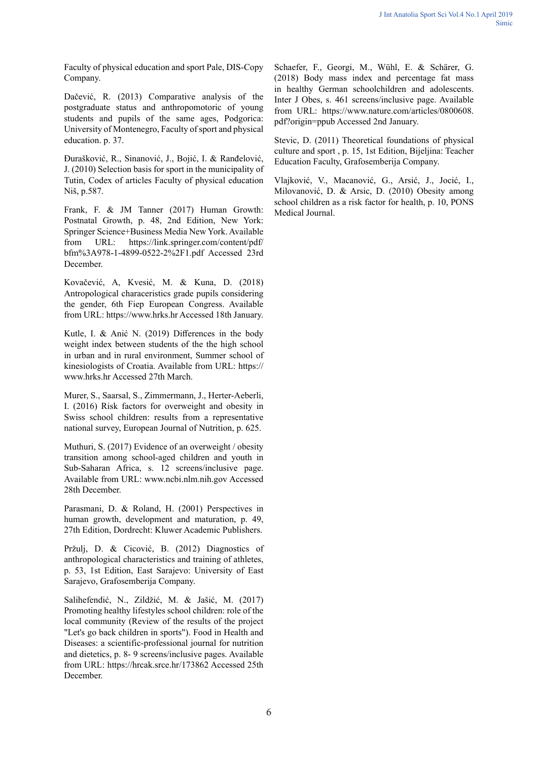Faculty of physical education and sport Pale, DIS-Copy Company.

Dačević, R. (2013) Comparative analysis of the postgraduate status and anthropomotoric of young students and pupils of the same ages, Podgorica: University of Montenegro, Faculty of sport and physical education. p. 37.

Đurašković, R., Sinanović, J., Bojić, I. & Ranđelović, J. (2010) Selection basis for sport in the municipality of Tutin, Codex of articles Faculty of physical education Niš, p.587.

Frank, F. & JM Tanner (2017) Human Growth: Postnatal Growth, p. 48, 2nd Edition, New York: Springer Science+Business Media New York. Available from URL: https://link.springer.com/content/pdf/bfm%3A978-1-4899-0522-2%2F1.pdf Accessed 23rd December.

Kovačević, A, Kvesić, M. & Kuna, D. (2018) Antropological characeristics grade pupils considering the gender, 6th Fiep European Congress. Available from URL: https://www.hrks.hr Accessed 18th January.

Kutle, I. & Anić N. (2019) Differences in the body weight index between students of the the high school in urban and in rural environment, Summer school of kinesiologists of Croatia. Available from URL: https://www.hrks.hr Accessed 27th March.

Murer, S., Saarsal, S., Zimmermann, J., Herter-Aeberli, I. (2016) Risk factors for overweight and obesity in Swiss school children: results from a representative national survey, European Journal of Nutrition, p. 625.

Muthuri, S. (2017) Evidence of an overweight / obesity transition among school-aged children and youth in Sub-Saharan Africa, s. 12 screens/inclusive page. Available from URL: www.ncbi.nlm.nih.gov Accessed 28th December.

Parasmani, D. & Roland, H. (2001) Perspectives in human growth, development and maturation, p. 49, 27th Edition, Dordrecht: Kluwer Academic Publishers.

Pržulj, D. & Cicović, B. (2012) Diagnostics of anthropological characteristics and training of athletes, p. 53, 1st Edition, East Sarajevo: University of East Sarajevo, Grafosemberija Company.

Salihefendić, N., Zildžić, M. & Jašić, M. (2017) Promoting healthy lifestyles school children: role of the local community (Review of the results of the project "Let's go back children in sports"). Food in Health and Diseases: a scientific-professional journal for nutrition and dietetics, p. 8- 9 screens/inclusive pages. Available from URL: https://hrcak.srce.hr/173862 Accessed 25th December.

Schaefer, F., Georgi, M., Wühl, E. & Schärer, G. (2018) Body mass index and percentage fat mass in healthy German schoolchildren and adolescents. Inter J Obes, s. 461 screens/inclusive page. Available from URL: https://www.nature.com/articles/0800608.pdf?origin=ppub Accessed 2nd January.

Stevic, D. (2011) Theoretical foundations of physical culture and sport , p. 15, 1st Edition, Bijeljina: Teacher Education Faculty, Grafosemberija Company.

Vlajković, V., Macanović, G., Arsić, J., Jocić, I., Milovanović, D. & Arsic, D. (2010) Obesity among school children as a risk factor for health, p. 10, PONS Medical Journal.